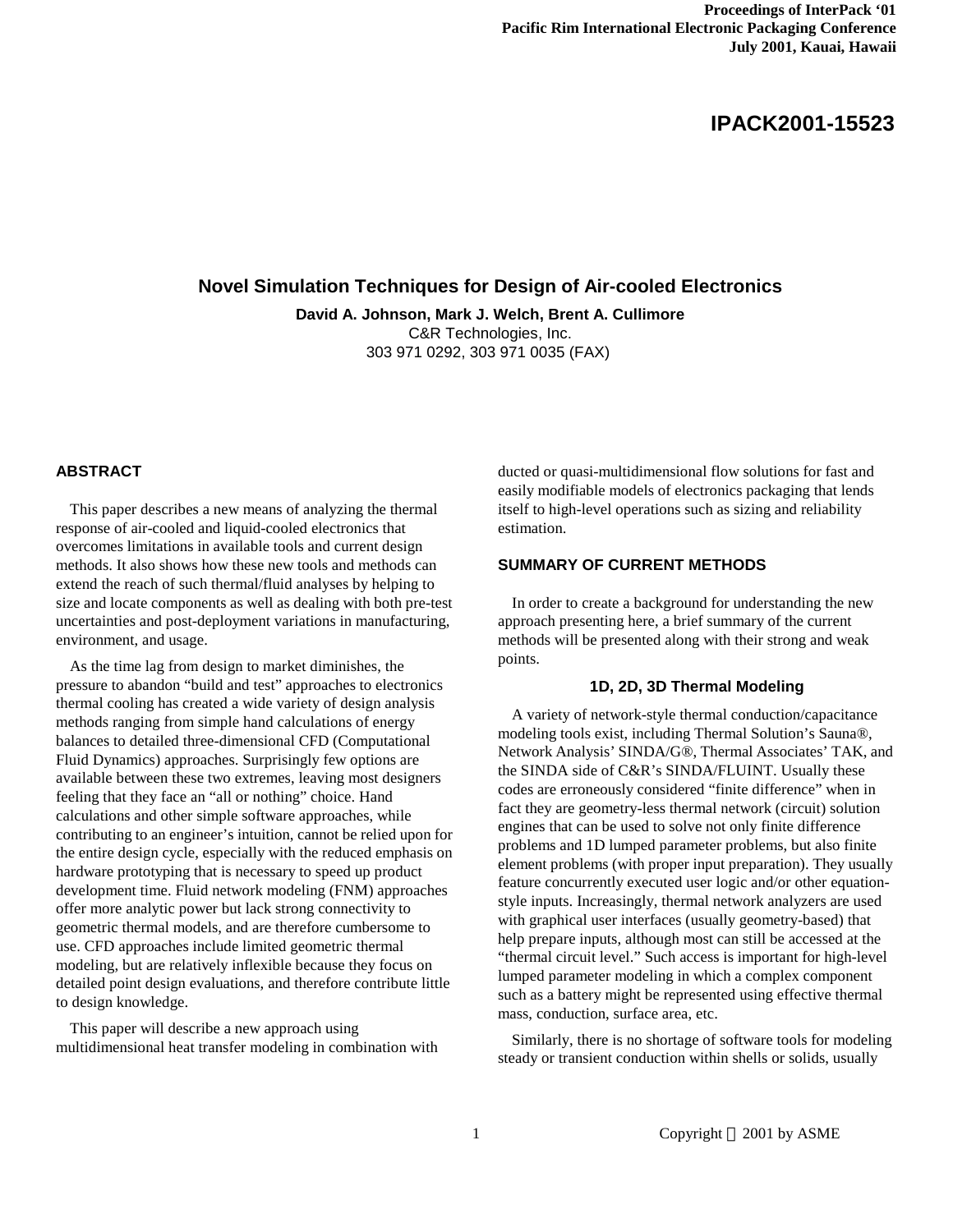Proceedings of InterPack '01
Pacific Rim International Electronic Packaging Conference
July 2001, Kauai, Hawaii

# IPACK2001-15523

# Novel Simulation Techniques for Design of Air-cooled Electronics

**David A. Johnson, Mark J. Welch, Brent A. Cullimore**
C&R Technologies, Inc.
303 971 0292, 303 971 0035 (FAX)

## ABSTRACT

This paper describes a new means of analyzing the thermal response of air-cooled and liquid-cooled electronics that overcomes limitations in available tools and current design methods. It also shows how these new tools and methods can extend the reach of such thermal/fluid analyses by helping to size and locate components as well as dealing with both pre-test uncertainties and post-deployment variations in manufacturing, environment, and usage.

As the time lag from design to market diminishes, the pressure to abandon "build and test" approaches to electronics thermal cooling has created a wide variety of design analysis methods ranging from simple hand calculations of energy balances to detailed three-dimensional CFD (Computational Fluid Dynamics) approaches. Surprisingly few options are available between these two extremes, leaving most designers feeling that they face an "all or nothing" choice. Hand calculations and other simple software approaches, while contributing to an engineer's intuition, cannot be relied upon for the entire design cycle, especially with the reduced emphasis on hardware prototyping that is necessary to speed up product development time. Fluid network modeling (FNM) approaches offer more analytic power but lack strong connectivity to geometric thermal models, and are therefore cumbersome to use. CFD approaches include limited geometric thermal modeling, but are relatively inflexible because they focus on detailed point design evaluations, and therefore contribute little to design knowledge.

This paper will describe a new approach using multidimensional heat transfer modeling in combination with ducted or quasi-multidimensional flow solutions for fast and easily modifiable models of electronics packaging that lends itself to high-level operations such as sizing and reliability estimation.

## SUMMARY OF CURRENT METHODS

In order to create a background for understanding the new approach presenting here, a brief summary of the current methods will be presented along with their strong and weak points.

### 1D, 2D, 3D Thermal Modeling

A variety of network-style thermal conduction/capacitance modeling tools exist, including Thermal Solution's Sauna®, Network Analysis' SINDA/G®, Thermal Associates' TAK, and the SINDA side of C&R's SINDA/FLUINT. Usually these codes are erroneously considered "finite difference" when in fact they are geometry-less thermal network (circuit) solution engines that can be used to solve not only finite difference problems and 1D lumped parameter problems, but also finite element problems (with proper input preparation). They usually feature concurrently executed user logic and/or other equation-style inputs. Increasingly, thermal network analyzers are used with graphical user interfaces (usually geometry-based) that help prepare inputs, although most can still be accessed at the "thermal circuit level." Such access is important for high-level lumped parameter modeling in which a complex component such as a battery might be represented using effective thermal mass, conduction, surface area, etc.

Similarly, there is no shortage of software tools for modeling steady or transient conduction within shells or solids, usually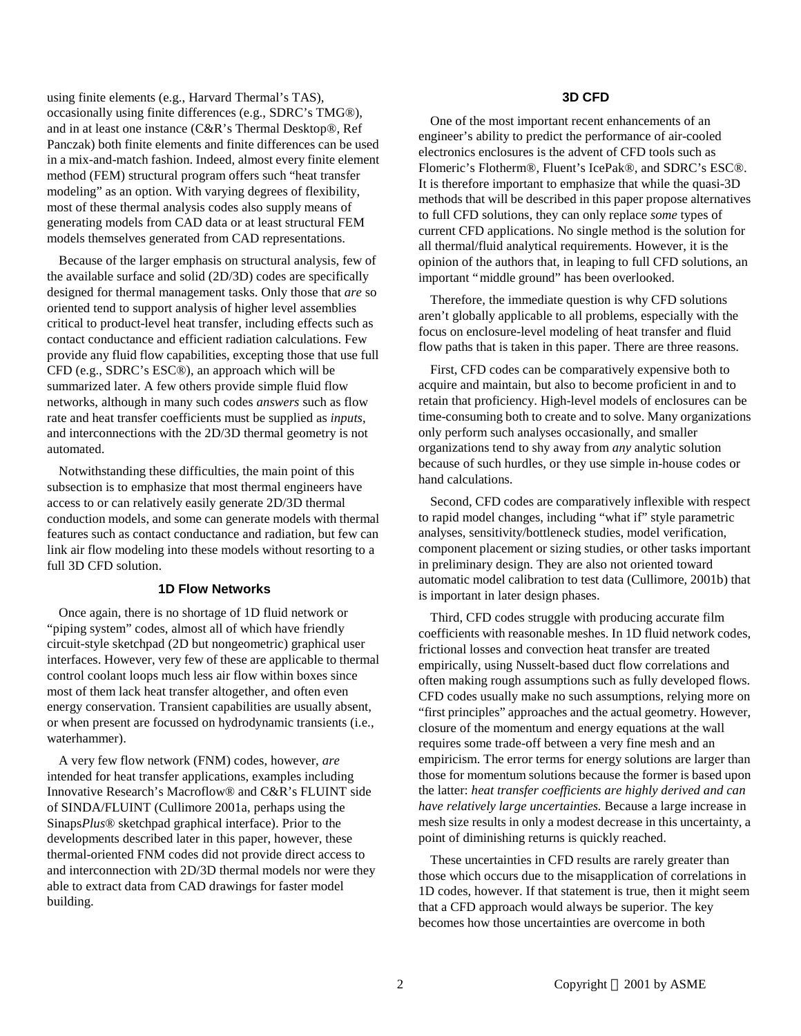using finite elements (e.g., Harvard Thermal's TAS), occasionally using finite differences (e.g., SDRC's TMG®), and in at least one instance (C&R's Thermal Desktop®, Ref Panczak) both finite elements and finite differences can be used in a mix-and-match fashion. Indeed, almost every finite element method (FEM) structural program offers such "heat transfer modeling" as an option. With varying degrees of flexibility, most of these thermal analysis codes also supply means of generating models from CAD data or at least structural FEM models themselves generated from CAD representations.

Because of the larger emphasis on structural analysis, few of the available surface and solid (2D/3D) codes are specifically designed for thermal management tasks. Only those that *are* so oriented tend to support analysis of higher level assemblies critical to product-level heat transfer, including effects such as contact conductance and efficient radiation calculations. Few provide any fluid flow capabilities, excepting those that use full CFD (e.g., SDRC's ESC®), an approach which will be summarized later. A few others provide simple fluid flow networks, although in many such codes *answers* such as flow rate and heat transfer coefficients must be supplied as *inputs*, and interconnections with the 2D/3D thermal geometry is not automated.

Notwithstanding these difficulties, the main point of this subsection is to emphasize that most thermal engineers have access to or can relatively easily generate 2D/3D thermal conduction models, and some can generate models with thermal features such as contact conductance and radiation, but few can link air flow modeling into these models without resorting to a full 3D CFD solution.

### 1D Flow Networks

Once again, there is no shortage of 1D fluid network or "piping system" codes, almost all of which have friendly circuit-style sketchpad (2D but nongeometric) graphical user interfaces. However, very few of these are applicable to thermal control coolant loops much less air flow within boxes since most of them lack heat transfer altogether, and often even energy conservation. Transient capabilities are usually absent, or when present are focussed on hydrodynamic transients (i.e., waterhammer).

A very few flow network (FNM) codes, however, *are* intended for heat transfer applications, examples including Innovative Research's Macroflow® and C&R's FLUINT side of SINDA/FLUINT (Cullimore 2001a, perhaps using the Sinaps*Plus*® sketchpad graphical interface). Prior to the developments described later in this paper, however, these thermal-oriented FNM codes did not provide direct access to and interconnection with 2D/3D thermal models nor were they able to extract data from CAD drawings for faster model building.

### 3D CFD

One of the most important recent enhancements of an engineer's ability to predict the performance of air-cooled electronics enclosures is the advent of CFD tools such as Flomeric's Flotherm®, Fluent's IcePak®, and SDRC's ESC®. It is therefore important to emphasize that while the quasi-3D methods that will be described in this paper propose alternatives to full CFD solutions, they can only replace *some* types of current CFD applications. No single method is the solution for all thermal/fluid analytical requirements. However, it is the opinion of the authors that, in leaping to full CFD solutions, an important "middle ground" has been overlooked.

Therefore, the immediate question is why CFD solutions aren't globally applicable to all problems, especially with the focus on enclosure-level modeling of heat transfer and fluid flow paths that is taken in this paper. There are three reasons.

First, CFD codes can be comparatively expensive both to acquire and maintain, but also to become proficient in and to retain that proficiency. High-level models of enclosures can be time-consuming both to create and to solve. Many organizations only perform such analyses occasionally, and smaller organizations tend to shy away from *any* analytic solution because of such hurdles, or they use simple in-house codes or hand calculations.

Second, CFD codes are comparatively inflexible with respect to rapid model changes, including "what if" style parametric analyses, sensitivity/bottleneck studies, model verification, component placement or sizing studies, or other tasks important in preliminary design. They are also not oriented toward automatic model calibration to test data (Cullimore, 2001b) that is important in later design phases.

Third, CFD codes struggle with producing accurate film coefficients with reasonable meshes. In 1D fluid network codes, frictional losses and convection heat transfer are treated empirically, using Nusselt-based duct flow correlations and often making rough assumptions such as fully developed flows. CFD codes usually make no such assumptions, relying more on "first principles" approaches and the actual geometry. However, closure of the momentum and energy equations at the wall requires some trade-off between a very fine mesh and an empiricism. The error terms for energy solutions are larger than those for momentum solutions because the former is based upon the latter: *heat transfer coefficients are highly derived and can have relatively large uncertainties.* Because a large increase in mesh size results in only a modest decrease in this uncertainty, a point of diminishing returns is quickly reached.

These uncertainties in CFD results are rarely greater than those which occurs due to the misapplication of correlations in 1D codes, however. If that statement is true, then it might seem that a CFD approach would always be superior. The key becomes how those uncertainties are overcome in both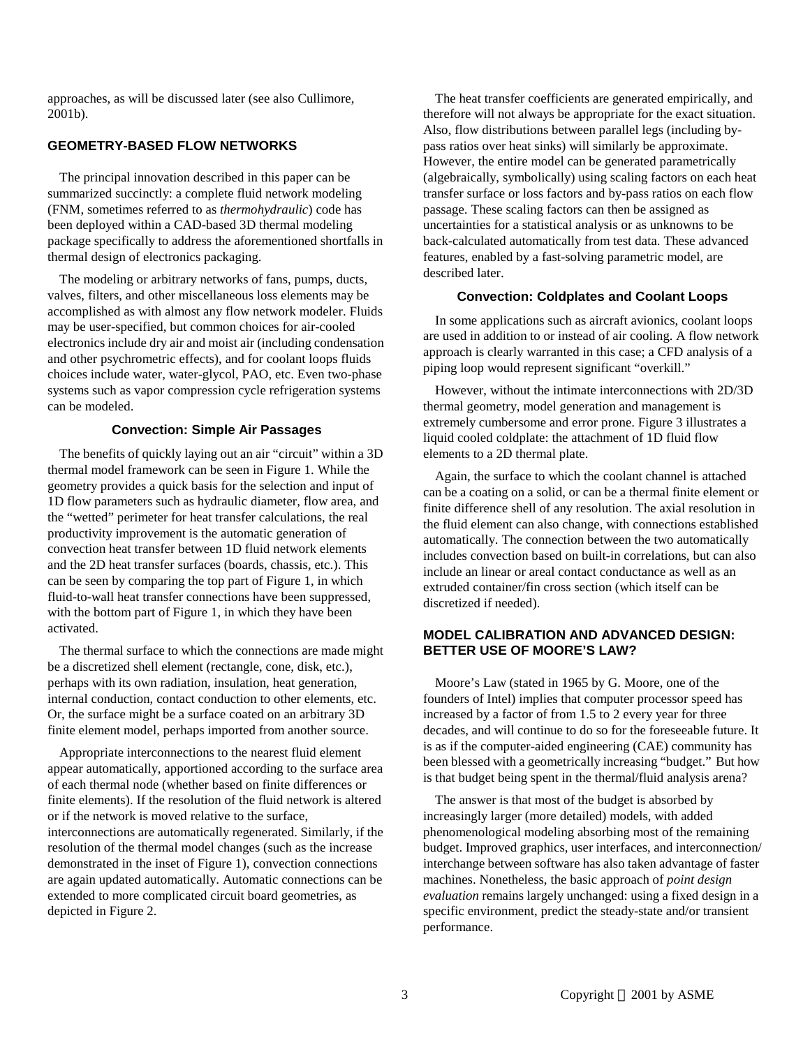approaches, as will be discussed later (see also Cullimore, 2001b).

## GEOMETRY-BASED FLOW NETWORKS

The principal innovation described in this paper can be summarized succinctly: a complete fluid network modeling (FNM, sometimes referred to as *thermohydraulic*) code has been deployed within a CAD-based 3D thermal modeling package specifically to address the aforementioned shortfalls in thermal design of electronics packaging.

The modeling or arbitrary networks of fans, pumps, ducts, valves, filters, and other miscellaneous loss elements may be accomplished as with almost any flow network modeler. Fluids may be user-specified, but common choices for air-cooled electronics include dry air and moist air (including condensation and other psychrometric effects), and for coolant loops fluids choices include water, water-glycol, PAO, etc. Even two-phase systems such as vapor compression cycle refrigeration systems can be modeled.

### Convection: Simple Air Passages

The benefits of quickly laying out an air "circuit" within a 3D thermal model framework can be seen in Figure 1. While the geometry provides a quick basis for the selection and input of 1D flow parameters such as hydraulic diameter, flow area, and the "wetted" perimeter for heat transfer calculations, the real productivity improvement is the automatic generation of convection heat transfer between 1D fluid network elements and the 2D heat transfer surfaces (boards, chassis, etc.). This can be seen by comparing the top part of Figure 1, in which fluid-to-wall heat transfer connections have been suppressed, with the bottom part of Figure 1, in which they have been activated.

The thermal surface to which the connections are made might be a discretized shell element (rectangle, cone, disk, etc.), perhaps with its own radiation, insulation, heat generation, internal conduction, contact conduction to other elements, etc. Or, the surface might be a surface coated on an arbitrary 3D finite element model, perhaps imported from another source.

Appropriate interconnections to the nearest fluid element appear automatically, apportioned according to the surface area of each thermal node (whether based on finite differences or finite elements). If the resolution of the fluid network is altered or if the network is moved relative to the surface, interconnections are automatically regenerated. Similarly, if the resolution of the thermal model changes (such as the increase demonstrated in the inset of Figure 1), convection connections are again updated automatically. Automatic connections can be extended to more complicated circuit board geometries, as depicted in Figure 2.

The heat transfer coefficients are generated empirically, and therefore will not always be appropriate for the exact situation. Also, flow distributions between parallel legs (including by-pass ratios over heat sinks) will similarly be approximate. However, the entire model can be generated parametrically (algebraically, symbolically) using scaling factors on each heat transfer surface or loss factors and by-pass ratios on each flow passage. These scaling factors can then be assigned as uncertainties for a statistical analysis or as unknowns to be back-calculated automatically from test data. These advanced features, enabled by a fast-solving parametric model, are described later.

### Convection: Coldplates and Coolant Loops

In some applications such as aircraft avionics, coolant loops are used in addition to or instead of air cooling. A flow network approach is clearly warranted in this case; a CFD analysis of a piping loop would represent significant "overkill."

However, without the intimate interconnections with 2D/3D thermal geometry, model generation and management is extremely cumbersome and error prone. Figure 3 illustrates a liquid cooled coldplate: the attachment of 1D fluid flow elements to a 2D thermal plate.

Again, the surface to which the coolant channel is attached can be a coating on a solid, or can be a thermal finite element or finite difference shell of any resolution. The axial resolution in the fluid element can also change, with connections established automatically. The connection between the two automatically includes convection based on built-in correlations, but can also include an linear or areal contact conductance as well as an extruded container/fin cross section (which itself can be discretized if needed).

## MODEL CALIBRATION AND ADVANCED DESIGN: BETTER USE OF MOORE'S LAW?

Moore's Law (stated in 1965 by G. Moore, one of the founders of Intel) implies that computer processor speed has increased by a factor of from 1.5 to 2 every year for three decades, and will continue to do so for the foreseeable future. It is as if the computer-aided engineering (CAE) community has been blessed with a geometrically increasing "budget." But how is that budget being spent in the thermal/fluid analysis arena?

The answer is that most of the budget is absorbed by increasingly larger (more detailed) models, with added phenomenological modeling absorbing most of the remaining budget. Improved graphics, user interfaces, and interconnection/interchange between software has also taken advantage of faster machines. Nonetheless, the basic approach of *point design evaluation* remains largely unchanged: using a fixed design in a specific environment, predict the steady-state and/or transient performance.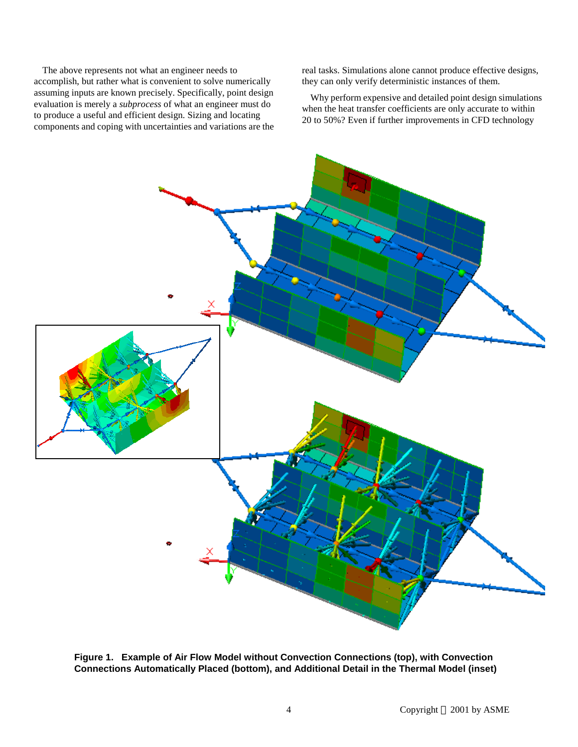The above represents not what an engineer needs to accomplish, but rather what is convenient to solve numerically assuming inputs are known precisely. Specifically, point design evaluation is merely a *subprocess* of what an engineer must do to produce a useful and efficient design. Sizing and locating components and coping with uncertainties and variations are the real tasks. Simulations alone cannot produce effective designs, they can only verify deterministic instances of them.

Why perform expensive and detailed point design simulations when the heat transfer coefficients are only accurate to within 20 to 50%? Even if further improvements in CFD technology

**Figure 1. Example of Air Flow Model without Convection Connections (top), with Convection Connections Automatically Placed (bottom), and Additional Detail in the Thermal Model (inset)**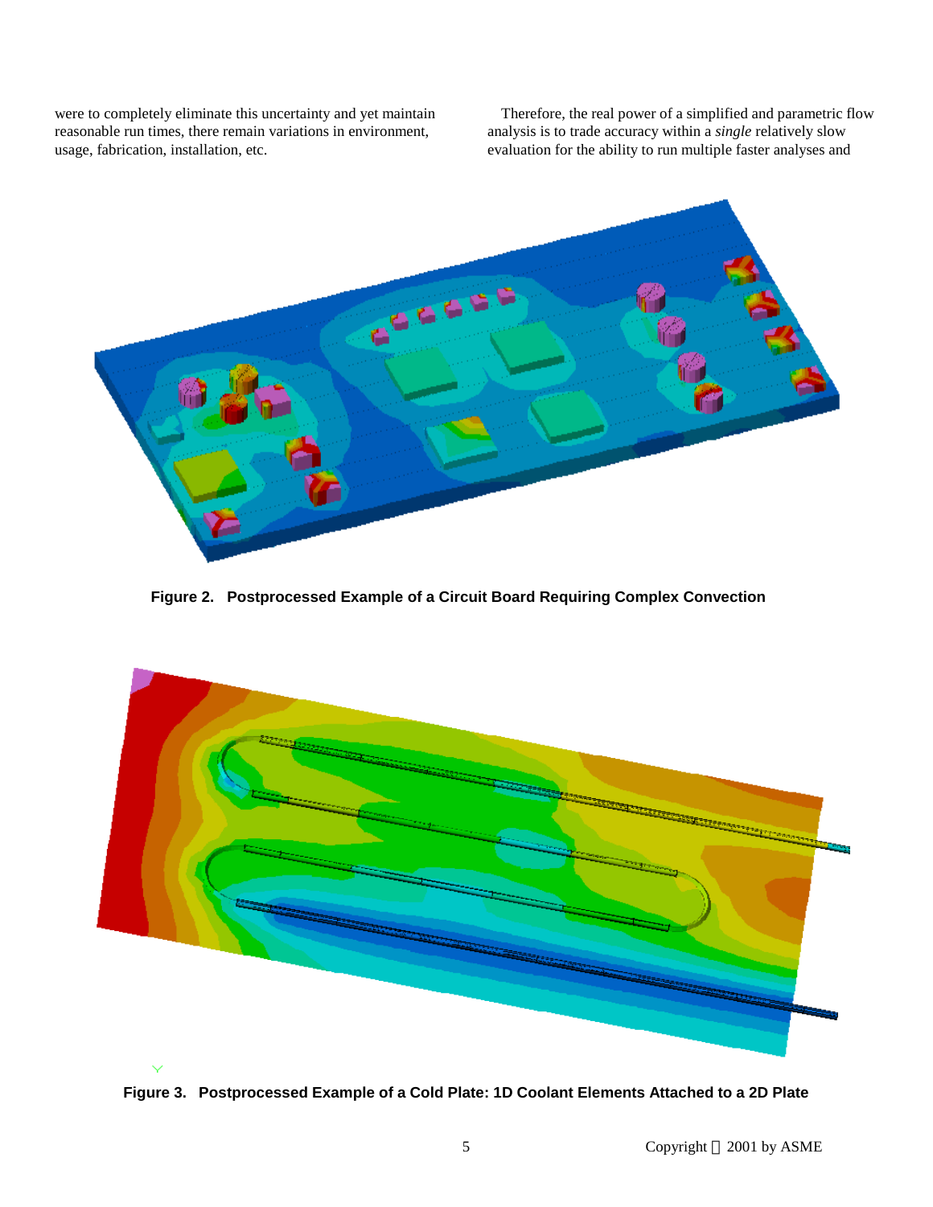were to completely eliminate this uncertainty and yet maintain reasonable run times, there remain variations in environment, usage, fabrication, installation, etc.

Therefore, the real power of a simplified and parametric flow analysis is to trade accuracy within a *single* relatively slow evaluation for the ability to run multiple faster analyses and

**Figure 2. Postprocessed Example of a Circuit Board Requiring Complex Convection**

**Figure 3. Postprocessed Example of a Cold Plate: 1D Coolant Elements Attached to a 2D Plate**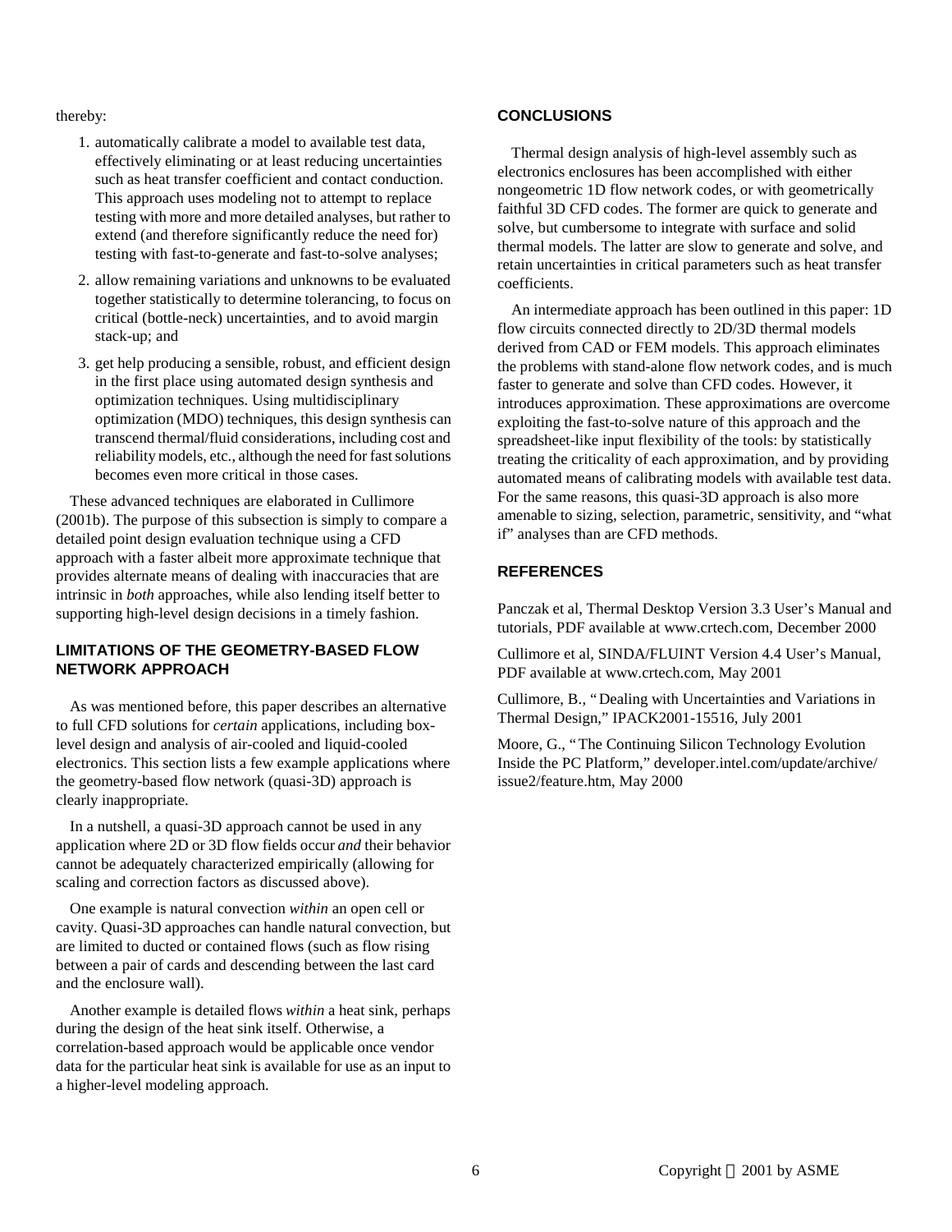thereby:

1. automatically calibrate a model to available test data, effectively eliminating or at least reducing uncertainties such as heat transfer coefficient and contact conduction. This approach uses modeling not to attempt to replace testing with more and more detailed analyses, but rather to extend (and therefore significantly reduce the need for) testing with fast-to-generate and fast-to-solve analyses;
2. allow remaining variations and unknowns to be evaluated together statistically to determine tolerancing, to focus on critical (bottle-neck) uncertainties, and to avoid margin stack-up; and
3. get help producing a sensible, robust, and efficient design in the first place using automated design synthesis and optimization techniques. Using multidisciplinary optimization (MDO) techniques, this design synthesis can transcend thermal/fluid considerations, including cost and reliability models, etc., although the need for fast solutions becomes even more critical in those cases.

These advanced techniques are elaborated in Cullimore (2001b). The purpose of this subsection is simply to compare a detailed point design evaluation technique using a CFD approach with a faster albeit more approximate technique that provides alternate means of dealing with inaccuracies that are intrinsic in *both* approaches, while also lending itself better to supporting high-level design decisions in a timely fashion.

## LIMITATIONS OF THE GEOMETRY-BASED FLOW NETWORK APPROACH

As was mentioned before, this paper describes an alternative to full CFD solutions for *certain* applications, including box-level design and analysis of air-cooled and liquid-cooled electronics. This section lists a few example applications where the geometry-based flow network (quasi-3D) approach is clearly inappropriate.

In a nutshell, a quasi-3D approach cannot be used in any application where 2D or 3D flow fields occur *and* their behavior cannot be adequately characterized empirically (allowing for scaling and correction factors as discussed above).

One example is natural convection *within* an open cell or cavity. Quasi-3D approaches can handle natural convection, but are limited to ducted or contained flows (such as flow rising between a pair of cards and descending between the last card and the enclosure wall).

Another example is detailed flows *within* a heat sink, perhaps during the design of the heat sink itself. Otherwise, a correlation-based approach would be applicable once vendor data for the particular heat sink is available for use as an input to a higher-level modeling approach.

## CONCLUSIONS

Thermal design analysis of high-level assembly such as electronics enclosures has been accomplished with either nongeometric 1D flow network codes, or with geometrically faithful 3D CFD codes. The former are quick to generate and solve, but cumbersome to integrate with surface and solid thermal models. The latter are slow to generate and solve, and retain uncertainties in critical parameters such as heat transfer coefficients.

An intermediate approach has been outlined in this paper: 1D flow circuits connected directly to 2D/3D thermal models derived from CAD or FEM models. This approach eliminates the problems with stand-alone flow network codes, and is much faster to generate and solve than CFD codes. However, it introduces approximation. These approximations are overcome exploiting the fast-to-solve nature of this approach and the spreadsheet-like input flexibility of the tools: by statistically treating the criticality of each approximation, and by providing automated means of calibrating models with available test data. For the same reasons, this quasi-3D approach is also more amenable to sizing, selection, parametric, sensitivity, and "what if" analyses than are CFD methods.

## REFERENCES

Panczak et al, Thermal Desktop Version 3.3 User's Manual and tutorials, PDF available at www.crtech.com, December 2000

Cullimore et al, SINDA/FLUINT Version 4.4 User's Manual, PDF available at www.crtech.com, May 2001

Cullimore, B., "Dealing with Uncertainties and Variations in Thermal Design," IPACK2001-15516, July 2001

Moore, G., "The Continuing Silicon Technology Evolution Inside the PC Platform," developer.intel.com/update/archive/issue2/feature.htm, May 2000